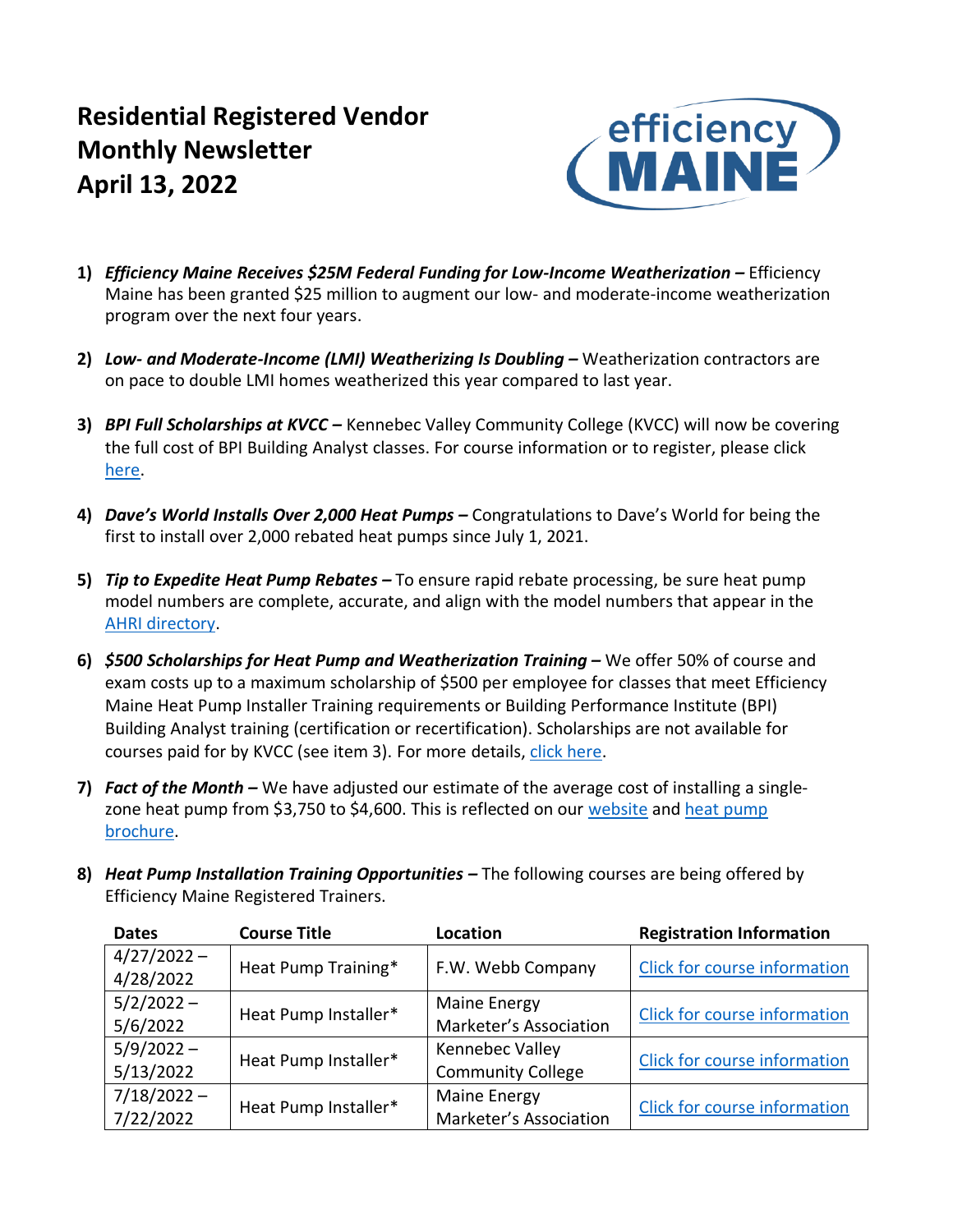# Residential Registered Vendor Monthly Newsletter April 13, 2022

efficiency MAINE

1) ***Efficiency Maine Receives $25M Federal Funding for Low-Income Weatherization* –** Efficiency Maine has been granted $25 million to augment our low- and moderate-income weatherization program over the next four years.

2) ***Low- and Moderate-Income (LMI) Weatherizing Is Doubling* –** Weatherization contractors are on pace to double LMI homes weatherized this year compared to last year.

3) ***BPI Full Scholarships at KVCC* –** Kennebec Valley Community College (KVCC) will now be covering the full cost of BPI Building Analyst classes. For course information or to register, please click here.

4) ***Dave's World Installs Over 2,000 Heat Pumps* –** Congratulations to Dave's World for being the first to install over 2,000 rebated heat pumps since July 1, 2021.

5) ***Tip to Expedite Heat Pump Rebates* –** To ensure rapid rebate processing, be sure heat pump model numbers are complete, accurate, and align with the model numbers that appear in the AHRI directory.

6) ***$500 Scholarships for Heat Pump and Weatherization Training* –** We offer 50% of course and exam costs up to a maximum scholarship of $500 per employee for classes that meet Efficiency Maine Heat Pump Installer Training requirements or Building Performance Institute (BPI) Building Analyst training (certification or recertification). Scholarships are not available for courses paid for by KVCC (see item 3). For more details, click here.

7) ***Fact of the Month* –** We have adjusted our estimate of the average cost of installing a single-zone heat pump from $3,750 to $4,600. This is reflected on our website and heat pump brochure.

8) ***Heat Pump Installation Training Opportunities* –** The following courses are being offered by Efficiency Maine Registered Trainers.

| Dates | Course Title | Location | Registration Information |
|---|---|---|---|
| 4/27/2022 – 4/28/2022 | Heat Pump Training* | F.W. Webb Company | Click for course information |
| 5/2/2022 – 5/6/2022 | Heat Pump Installer* | Maine Energy Marketer's Association | Click for course information |
| 5/9/2022 – 5/13/2022 | Heat Pump Installer* | Kennebec Valley Community College | Click for course information |
| 7/18/2022 – 7/22/2022 | Heat Pump Installer* | Maine Energy Marketer's Association | Click for course information |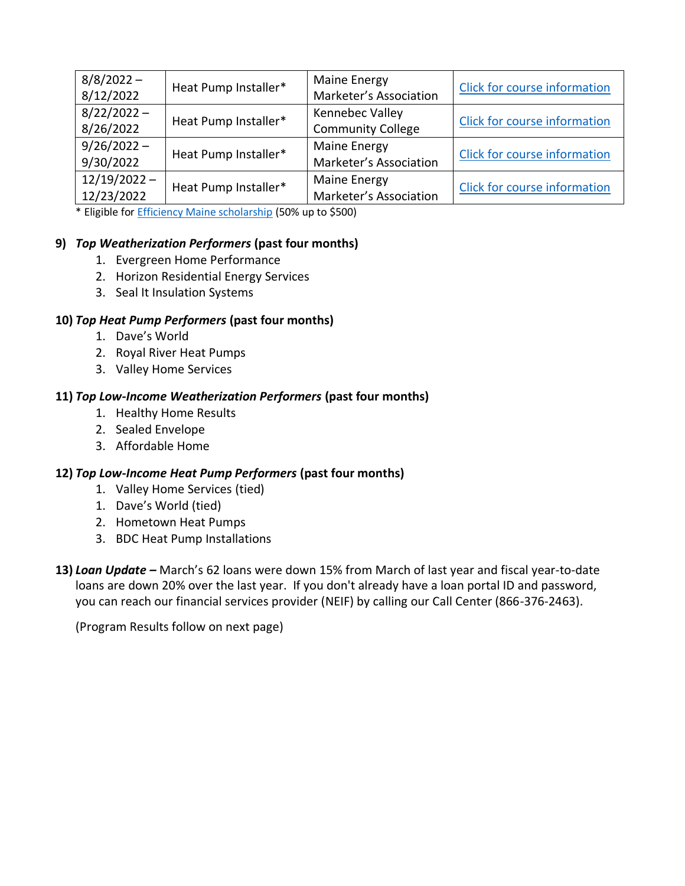| | | | |
|---|---|---|---|
| 8/8/2022 – 8/12/2022 | Heat Pump Installer* | Maine Energy Marketer's Association | Click for course information |
| 8/22/2022 – 8/26/2022 | Heat Pump Installer* | Kennebec Valley Community College | Click for course information |
| 9/26/2022 – 9/30/2022 | Heat Pump Installer* | Maine Energy Marketer's Association | Click for course information |
| 12/19/2022 – 12/23/2022 | Heat Pump Installer* | Maine Energy Marketer's Association | Click for course information |

* Eligible for Efficiency Maine scholarship (50% up to $500)

**9)** ***Top Weatherization Performers*** **(past four months)**

1. Evergreen Home Performance
2. Horizon Residential Energy Services
3. Seal It Insulation Systems

**10)** ***Top Heat Pump Performers*** **(past four months)**

1. Dave's World
2. Royal River Heat Pumps
3. Valley Home Services

**11)** ***Top Low-Income Weatherization Performers*** **(past four months)**

1. Healthy Home Results
2. Sealed Envelope
3. Affordable Home

**12)** ***Top Low-Income Heat Pump Performers*** **(past four months)**

1. Valley Home Services (tied)
1. Dave's World (tied)
2. Hometown Heat Pumps
3. BDC Heat Pump Installations

**13)** ***Loan Update –*** March's 62 loans were down 15% from March of last year and fiscal year-to-date loans are down 20% over the last year. If you don't already have a loan portal ID and password, you can reach our financial services provider (NEIF) by calling our Call Center (866-376-2463).

(Program Results follow on next page)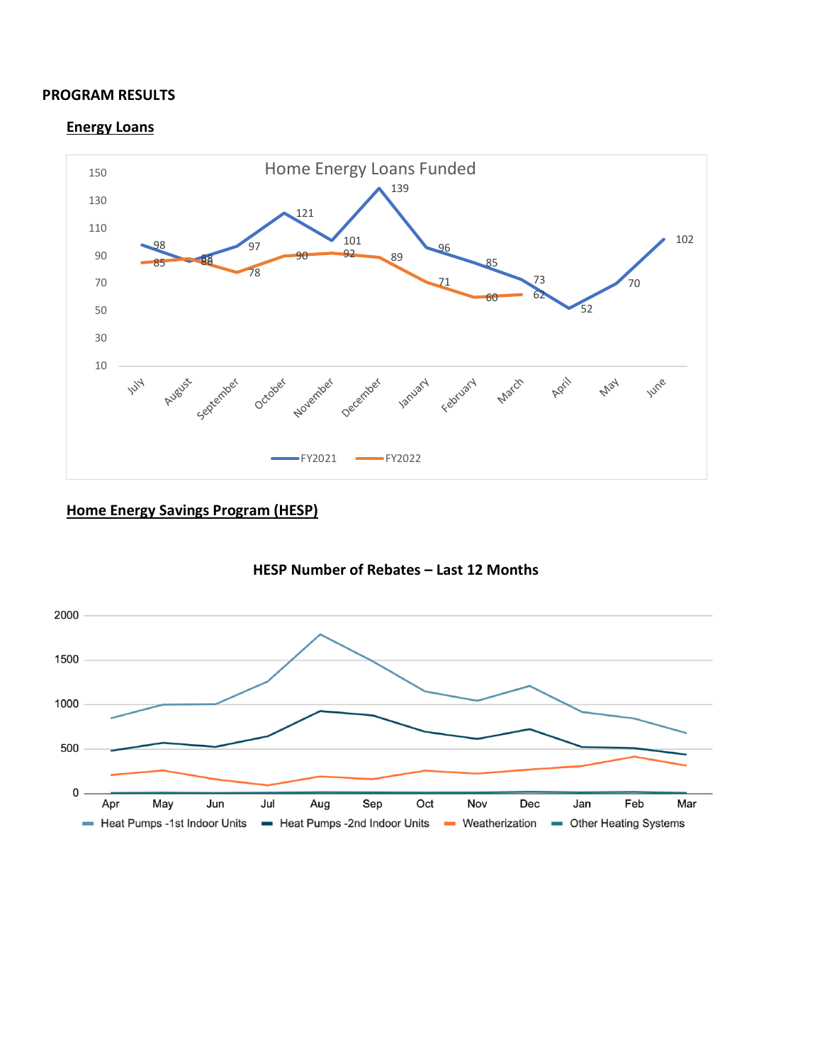**PROGRAM RESULTS**

**Energy Loans**

Home Energy Loans Funded

| Month | FY2021 | FY2022 |
|---|---|---|
| July | 98 | 85 |
| August | 86 | 88 |
| September | 97 | 78 |
| October | 121 | 90 |
| November | 101 | 92 |
| December | 139 | 89 |
| January | 96 | 71 |
| February | 85 | 60 |
| March | 73 | 62 |
| April | 52 | |
| May | 70 | |
| June | 102 | |

**Home Energy Savings Program (HESP)**

**HESP Number of Rebates – Last 12 Months**

Series: Heat Pumps -1st Indoor Units; Heat Pumps -2nd Indoor Units; Weatherization; Other Heating Systems

Months: Apr, May, Jun, Jul, Aug, Sep, Oct, Nov, Dec, Jan, Feb, Mar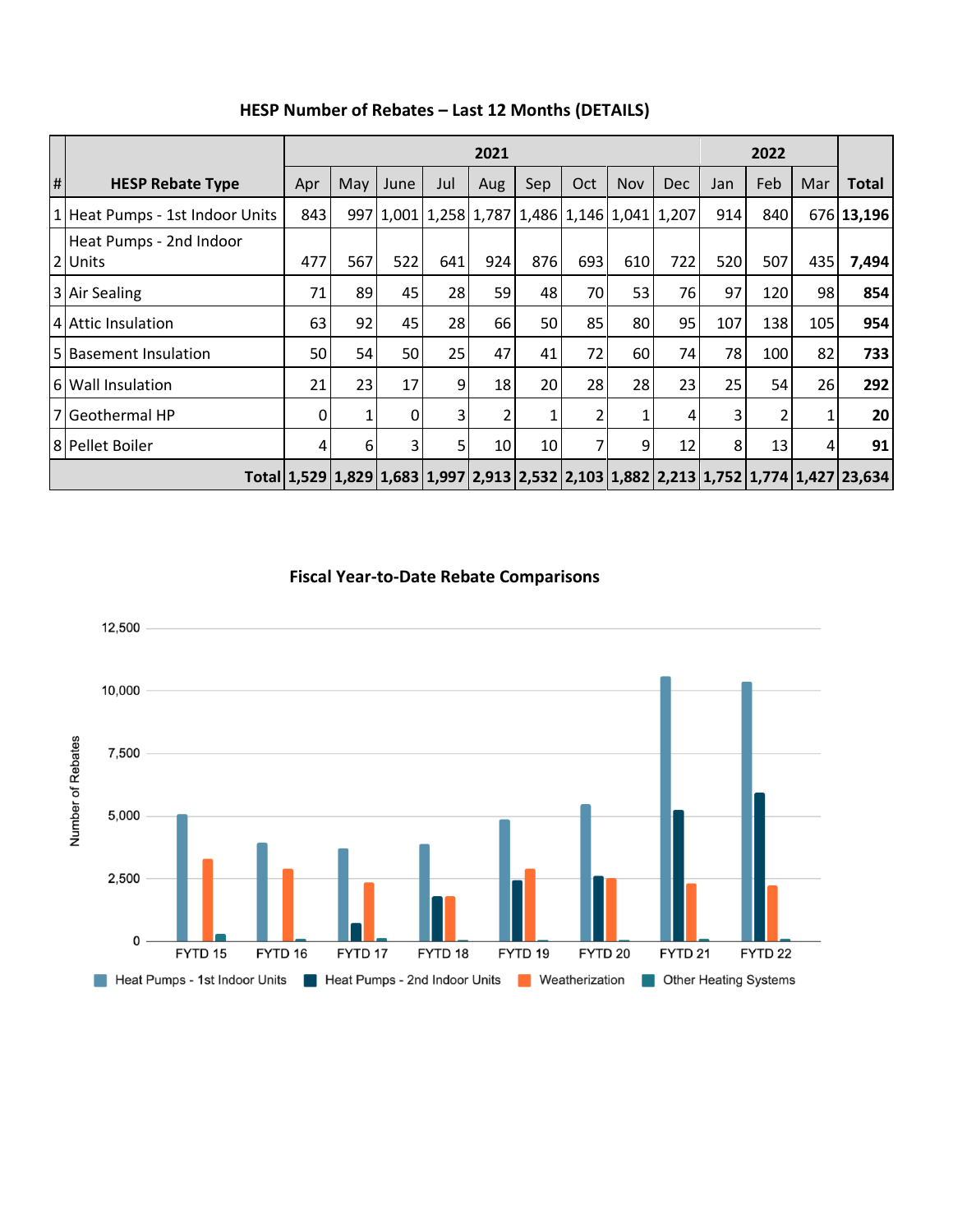## HESP Number of Rebates – Last 12 Months (DETAILS)

| # | HESP Rebate Type | 2021 | | | | | | | | | 2022 | | | Total |
|---|---|---|---|---|---|---|---|---|---|---|---|---|---|---|
| | | Apr | May | June | Jul | Aug | Sep | Oct | Nov | Dec | Jan | Feb | Mar | |
| 1 | Heat Pumps - 1st Indoor Units | 843 | 997 | 1,001 | 1,258 | 1,787 | 1,486 | 1,146 | 1,041 | 1,207 | 914 | 840 | 676 | **13,196** |
| 2 | Heat Pumps - 2nd Indoor Units | 477 | 567 | 522 | 641 | 924 | 876 | 693 | 610 | 722 | 520 | 507 | 435 | **7,494** |
| 3 | Air Sealing | 71 | 89 | 45 | 28 | 59 | 48 | 70 | 53 | 76 | 97 | 120 | 98 | **854** |
| 4 | Attic Insulation | 63 | 92 | 45 | 28 | 66 | 50 | 85 | 80 | 95 | 107 | 138 | 105 | **954** |
| 5 | Basement Insulation | 50 | 54 | 50 | 25 | 47 | 41 | 72 | 60 | 74 | 78 | 100 | 82 | **733** |
| 6 | Wall Insulation | 21 | 23 | 17 | 9 | 18 | 20 | 28 | 28 | 23 | 25 | 54 | 26 | **292** |
| 7 | Geothermal HP | 0 | 1 | 0 | 3 | 2 | 1 | 2 | 1 | 4 | 3 | 2 | 1 | **20** |
| 8 | Pellet Boiler | 4 | 6 | 3 | 5 | 10 | 10 | 7 | 9 | 12 | 8 | 13 | 4 | **91** |
| | **Total** | **1,529** | **1,829** | **1,683** | **1,997** | **2,913** | **2,532** | **2,103** | **1,882** | **2,213** | **1,752** | **1,774** | **1,427** | **23,634** |

## Fiscal Year-to-Date Rebate Comparisons

Number of Rebates (0 – 12,500) by fiscal year (FYTD 15 – FYTD 22)

Legend: Heat Pumps - 1st Indoor Units; Heat Pumps - 2nd Indoor Units; Weatherization; Other Heating Systems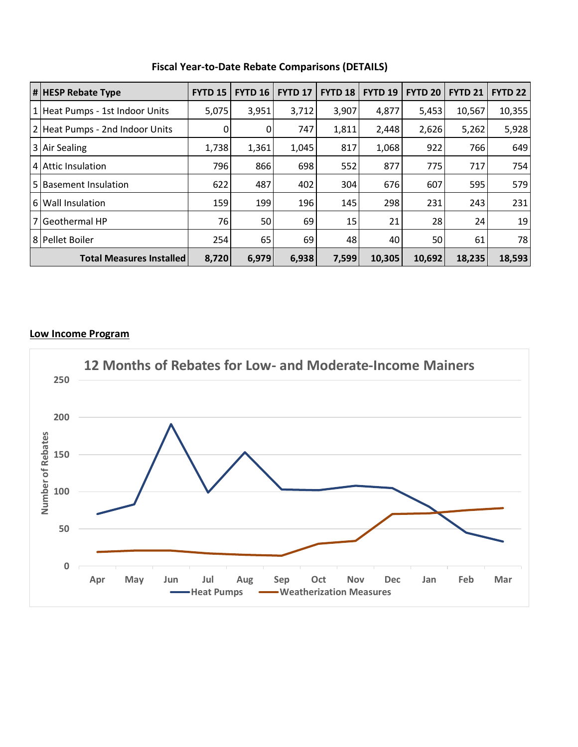### Fiscal Year-to-Date Rebate Comparisons (DETAILS)

| # | HESP Rebate Type | FYTD 15 | FYTD 16 | FYTD 17 | FYTD 18 | FYTD 19 | FYTD 20 | FYTD 21 | FYTD 22 |
|---|---|---|---|---|---|---|---|---|---|
| 1 | Heat Pumps - 1st Indoor Units | 5,075 | 3,951 | 3,712 | 3,907 | 4,877 | 5,453 | 10,567 | 10,355 |
| 2 | Heat Pumps - 2nd Indoor Units | 0 | 0 | 747 | 1,811 | 2,448 | 2,626 | 5,262 | 5,928 |
| 3 | Air Sealing | 1,738 | 1,361 | 1,045 | 817 | 1,068 | 922 | 766 | 649 |
| 4 | Attic Insulation | 796 | 866 | 698 | 552 | 877 | 775 | 717 | 754 |
| 5 | Basement Insulation | 622 | 487 | 402 | 304 | 676 | 607 | 595 | 579 |
| 6 | Wall Insulation | 159 | 199 | 196 | 145 | 298 | 231 | 243 | 231 |
| 7 | Geothermal HP | 76 | 50 | 69 | 15 | 21 | 28 | 24 | 19 |
| 8 | Pellet Boiler | 254 | 65 | 69 | 48 | 40 | 50 | 61 | 78 |
| | **Total Measures Installed** | **8,720** | **6,979** | **6,938** | **7,599** | **10,305** | **10,692** | **18,235** | **18,593** |

## Low Income Program

**12 Months of Rebates for Low- and Moderate-Income Mainers**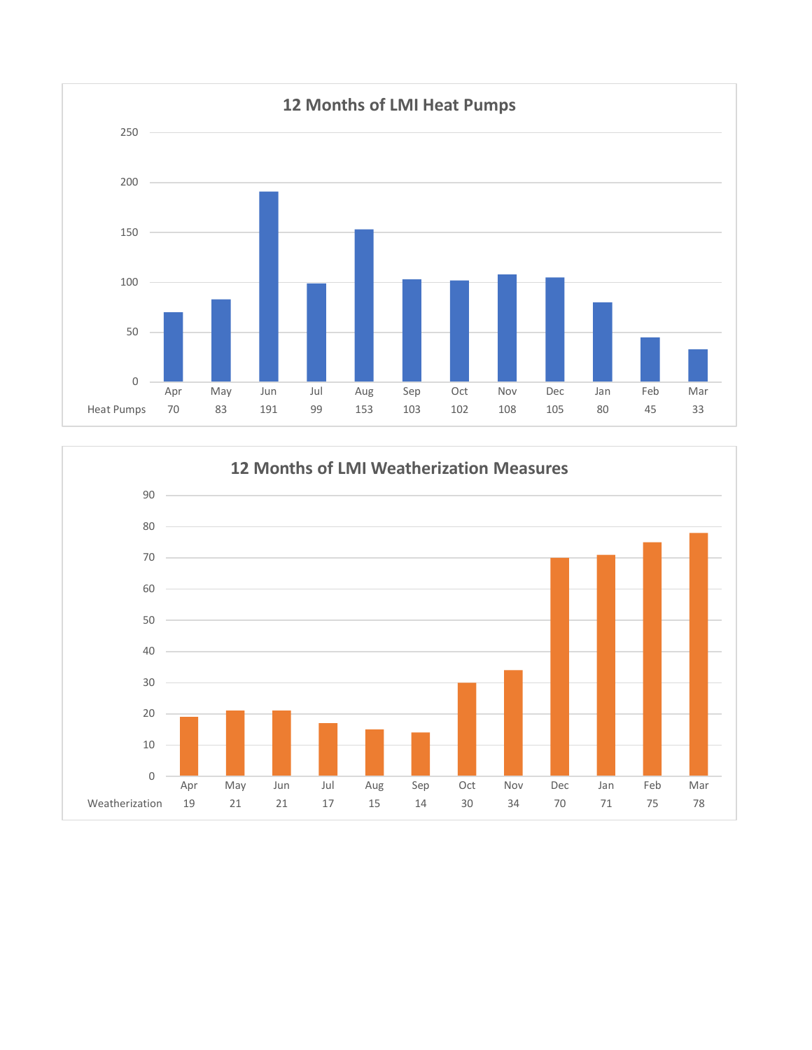## 12 Months of LMI Heat Pumps

| | Apr | May | Jun | Jul | Aug | Sep | Oct | Nov | Dec | Jan | Feb | Mar |
|---|---|---|---|---|---|---|---|---|---|---|---|---|
| Heat Pumps | 70 | 83 | 191 | 99 | 153 | 103 | 102 | 108 | 105 | 80 | 45 | 33 |

## 12 Months of LMI Weatherization Measures

| | Apr | May | Jun | Jul | Aug | Sep | Oct | Nov | Dec | Jan | Feb | Mar |
|---|---|---|---|---|---|---|---|---|---|---|---|---|
| Weatherization | 19 | 21 | 21 | 17 | 15 | 14 | 30 | 34 | 70 | 71 | 75 | 78 |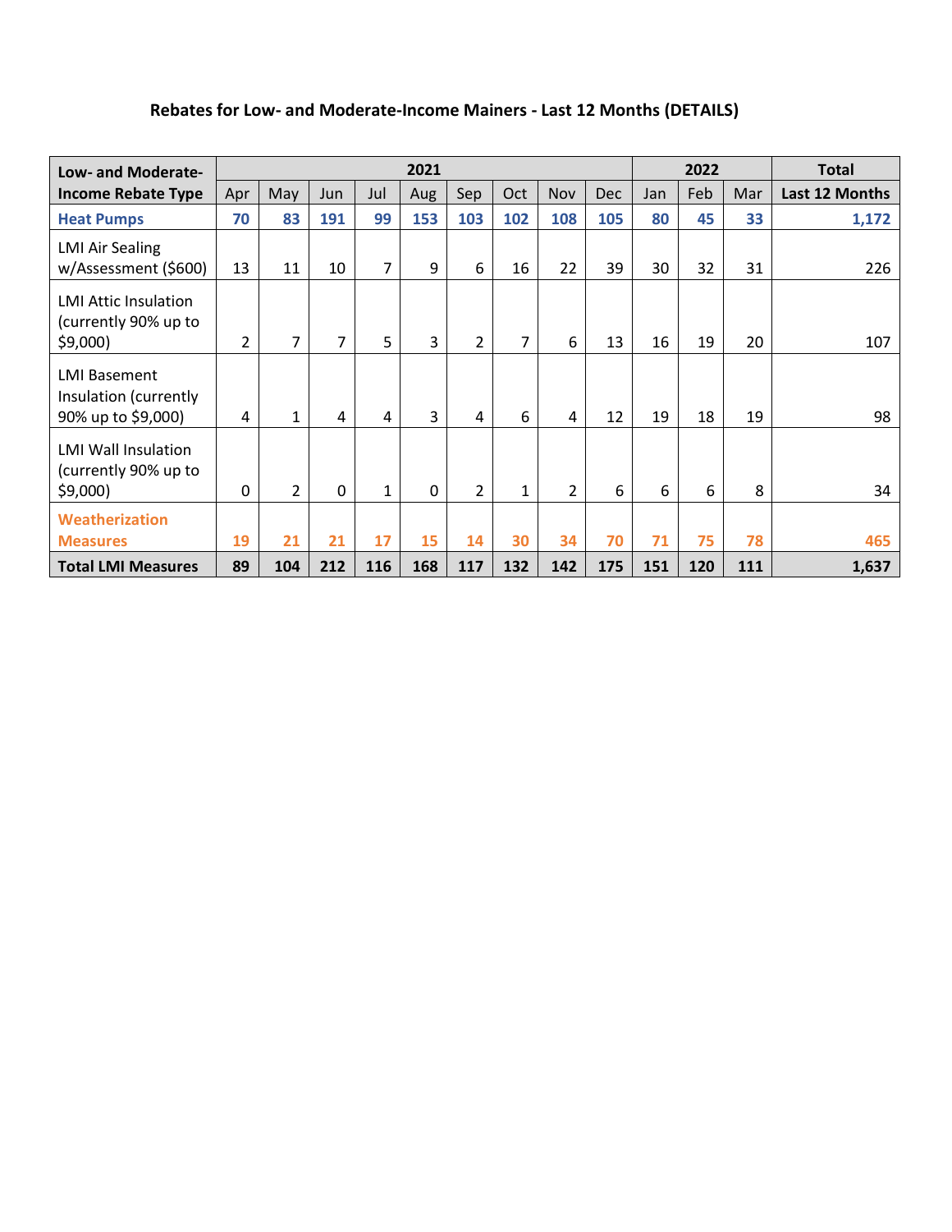**Rebates for Low- and Moderate-Income Mainers - Last 12 Months (DETAILS)**

| Low- and Moderate-Income Rebate Type | 2021 | | | | | | | | | 2022 | | | Total |
|---|---|---|---|---|---|---|---|---|---|---|---|---|---|
| | Apr | May | Jun | Jul | Aug | Sep | Oct | Nov | Dec | Jan | Feb | Mar | Last 12 Months |
| **Heat Pumps** | **70** | **83** | **191** | **99** | **153** | **103** | **102** | **108** | **105** | **80** | **45** | **33** | **1,172** |
| LMI Air Sealing w/Assessment ($600) | 13 | 11 | 10 | 7 | 9 | 6 | 16 | 22 | 39 | 30 | 32 | 31 | 226 |
| LMI Attic Insulation (currently 90% up to $9,000) | 2 | 7 | 7 | 5 | 3 | 2 | 7 | 6 | 13 | 16 | 19 | 20 | 107 |
| LMI Basement Insulation (currently 90% up to $9,000) | 4 | 1 | 4 | 4 | 3 | 4 | 6 | 4 | 12 | 19 | 18 | 19 | 98 |
| LMI Wall Insulation (currently 90% up to $9,000) | 0 | 2 | 0 | 1 | 0 | 2 | 1 | 2 | 6 | 6 | 6 | 8 | 34 |
| **Weatherization Measures** | **19** | **21** | **21** | **17** | **15** | **14** | **30** | **34** | **70** | **71** | **75** | **78** | **465** |
| **Total LMI Measures** | **89** | **104** | **212** | **116** | **168** | **117** | **132** | **142** | **175** | **151** | **120** | **111** | **1,637** |